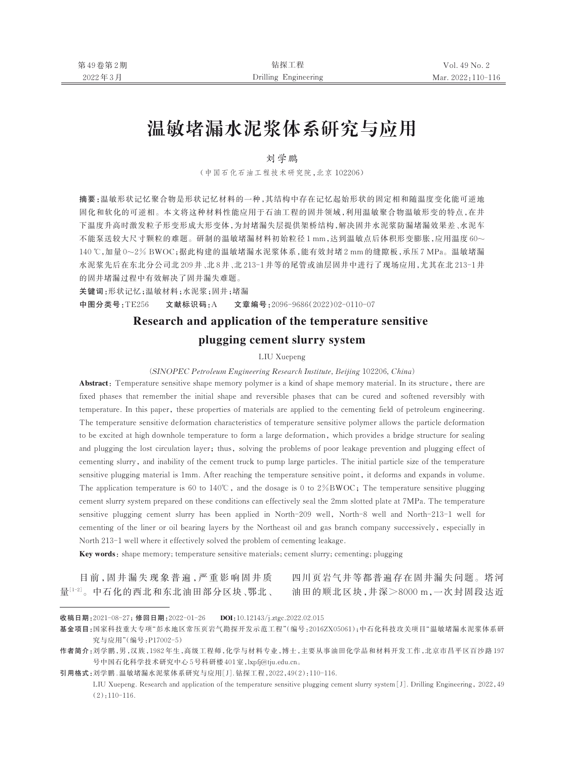# 温敏堵漏水泥浆体系研究与应用

刘学鹏

（中国石化石油工程技术研究院，北京 102206）

**摘要**：温敏形状记忆聚合物是形状记忆材料的一种，其结构中存在记忆起始形状的固定相和随温度变化能可逆地固化和软化的可逆相。本文将这种材料性能应用于石油工程的固井领域，利用温敏聚合物温敏形变的特点，在井下温度升高时激发粒子形变形成大形变体，为封堵漏失层提供架桥结构，解决固井水泥浆防漏堵漏效果差、水泥车不能泵送较大尺寸颗粒的难题。研制的温敏堵漏材料初始粒径1 mm，达到温敏点后体积形变膨胀，应用温度60～140 ℃，加量0～2% BWOC；据此构建的温敏堵漏水泥浆体系，能有效封堵2 mm的缝隙板，承压7 MPa。温敏堵漏水泥浆先后在东北分公司北209井、北8井、北213-1井等的尾管或油层固井中进行了现场应用，尤其在北213-1井的固井堵漏过程中有效解决了固井漏失难题。

**关键词**：形状记忆；温敏材料；水泥浆；固井；堵漏

**中图分类号**：TE256　　**文献标识码**：A　　**文章编号**：2096-9686(2022)02-0110-07

# Research and application of the temperature sensitive plugging cement slurry system

LIU Xuepeng

(*SINOPEC Petroleum Engineering Research Institute, Beijing* 102206, *China*)

**Abstract**: Temperature sensitive shape memory polymer is a kind of shape memory material. In its structure, there are fixed phases that remember the initial shape and reversible phases that can be cured and softened reversibly with temperature. In this paper, these properties of materials are applied to the cementing field of petroleum engineering. The temperature sensitive deformation characteristics of temperature sensitive polymer allows the particle deformation to be excited at high downhole temperature to form a large deformation, which provides a bridge structure for sealing and plugging the lost circulation layer; thus, solving the problems of poor leakage prevention and plugging effect of cementing slurry, and inability of the cement truck to pump large particles. The initial particle size of the temperature sensitive plugging material is 1mm. After reaching the temperature sensitive point, it deforms and expands in volume. The application temperature is 60 to 140℃, and the dosage is 0 to 2%BWOC; The temperature sensitive plugging cement slurry system prepared on these conditions can effectively seal the 2mm slotted plate at 7MPa. The temperature sensitive plugging cement slurry has been applied in North-209 well, North-8 well and North-213-1 well for cementing of the liner or oil bearing layers by the Northeast oil and gas branch company successively, especially in North 213-1 well where it effectively solved the problem of cementing leakage.

**Key words**: shape memory; temperature sensitive materials; cement slurry; cementing; plugging

目前，固井漏失现象普遍，严重影响固井质量[1-2]。中石化的西北和东北油田部分区块、鄂北、四川页岩气井等都普遍存在固井漏失问题。塔河油田的顺北区块，井深＞8000 m，一次封固段达近

---

**收稿日期**：2021-08-27；**修回日期**：2022-01-26　**DOI**：10.12143/j.ztgc.2022.02.015

**基金项目**：国家科技重大专项"彭水地区常压页岩气勘探开发示范工程"（编号：2016ZX05061）；中石化科技攻关项目"温敏堵漏水泥浆体系研究与应用"（编号：P17002-5）

**作者简介**：刘学鹏，男，汉族，1982年生，高级工程师，化学与材料专业，博士，主要从事油田化学品和材料开发工作，北京市昌平区百沙路197号中国石化科学技术研究中心5号科研楼401室，lxpfj@tju.edu.cn。

**引用格式**：刘学鹏. 温敏堵漏水泥浆体系研究与应用[J]. 钻探工程，2022，49(2)：110-116.

LIU Xuepeng. Research and application of the temperature sensitive plugging cement slurry system[J]. Drilling Engineering, 2022, 49(2): 110-116.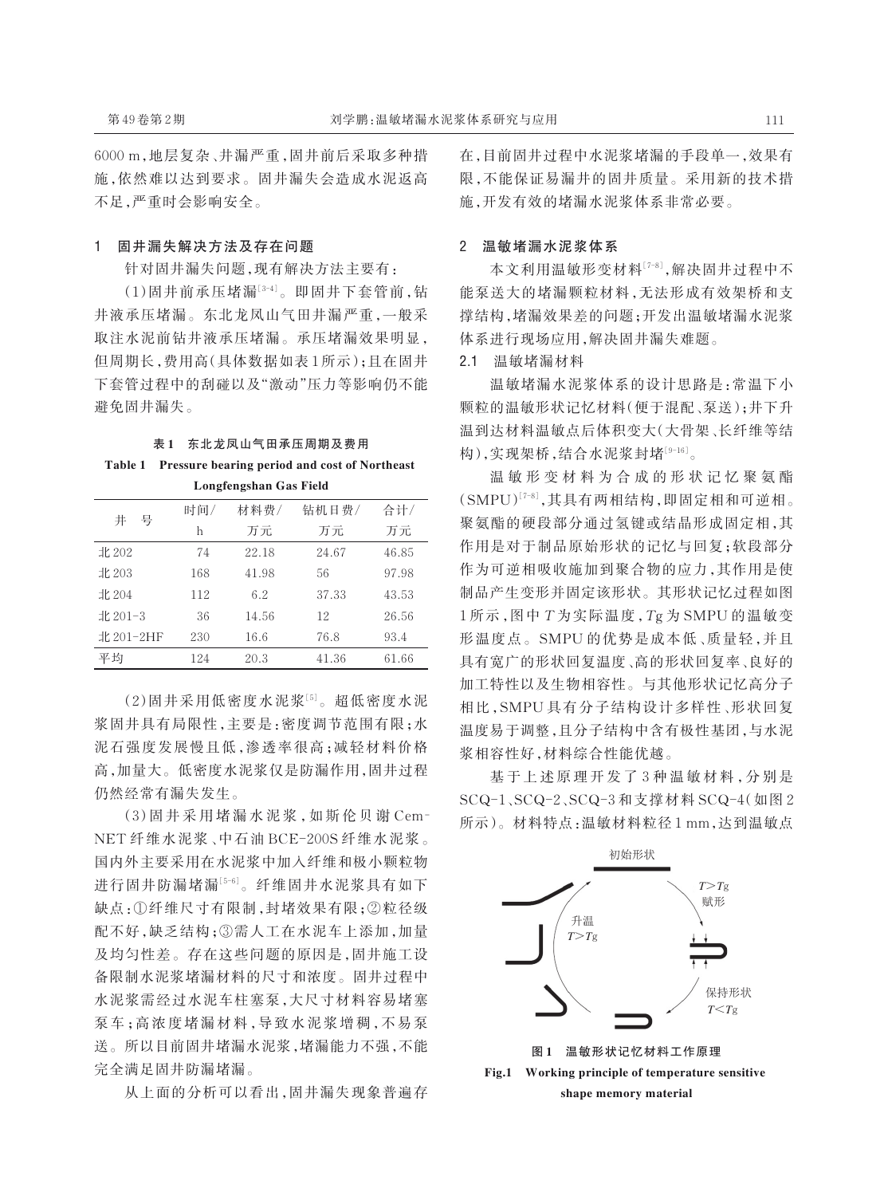6000 m，地层复杂、井漏严重，固井前后采取多种措施，依然难以达到要求。固井漏失会造成水泥返高不足，严重时会影响安全。

## 1 固井漏失解决方法及存在问题

针对固井漏失问题，现有解决方法主要有：

(1)固井前承压堵漏[3-4]。即固井下套管前，钻井液承压堵漏。东北龙凤山气田井漏严重，一般采取注水泥前钻井液承压堵漏。承压堵漏效果明显，但周期长，费用高(具体数据如表1所示)；且在固井下套管过程中的刮碰以及"激动"压力等影响仍不能避免固井漏失。

**表1 东北龙凤山气田承压周期及费用**

**Table 1 Pressure bearing period and cost of Northeast Longfengshan Gas Field**

| 井 号 | 时间/h | 材料费/万元 | 钻机日费/万元 | 合计/万元 |
|---|---|---|---|---|
| 北202 | 74 | 22.18 | 24.67 | 46.85 |
| 北203 | 168 | 41.98 | 56 | 97.98 |
| 北204 | 112 | 6.2 | 37.33 | 43.53 |
| 北201-3 | 36 | 14.56 | 12 | 26.56 |
| 北201-2HF | 230 | 16.6 | 76.8 | 93.4 |
| 平均 | 124 | 20.3 | 41.36 | 61.66 |

(2)固井采用低密度水泥浆[5]。超低密度水泥浆固井具有局限性，主要是：密度调节范围有限；水泥石强度发展慢且低，渗透率很高；减轻材料价格高，加量大。低密度水泥浆仅是防漏作用，固井过程仍然经常有漏失发生。

(3)固井采用堵漏水泥浆，如斯伦贝谢CemNET纤维水泥浆、中石油BCE-200S纤维水泥浆。国内外主要采用在水泥浆中加入纤维和极小颗粒物进行固井防漏堵漏[5-6]。纤维固井水泥浆具有如下缺点：①纤维尺寸有限制，封堵效果有限；②粒径级配不好，缺乏结构；③需人工在水泥车上添加，加量及均匀性差。存在这些问题的原因是，固井施工设备限制水泥浆堵漏材料的尺寸和浓度。固井过程中水泥浆需经过水泥车柱塞泵，大尺寸材料容易堵塞泵车；高浓度堵漏材料，导致水泥浆增稠，不易泵送。所以目前固井堵漏水泥浆，堵漏能力不强，不能完全满足固井防漏堵漏。

从上面的分析可以看出，固井漏失现象普遍存在，目前固井过程中水泥浆堵漏的手段单一，效果有限，不能保证易漏井的固井质量。采用新的技术措施，开发有效的堵漏水泥浆体系非常必要。

## 2 温敏堵漏水泥浆体系

本文利用温敏形变材料[7-8]，解决固井过程中不能泵送大的堵漏颗粒材料，无法形成有效架桥和支撑结构，堵漏效果差的问题；开发出温敏堵漏水泥浆体系进行现场应用，解决固井漏失难题。

### 2.1 温敏堵漏材料

温敏堵漏水泥浆体系的设计思路是：常温下小颗粒的温敏形状记忆材料(便于混配、泵送)；井下升温到达材料温敏点后体积变大(大骨架、长纤维等结构)，实现架桥，结合水泥浆封堵[9-16]。

温敏形变材料为合成的形状记忆聚氨酯(SMPU)[7-8]，其具有两相结构，即固定相和可逆相。聚氨酯的硬段部分通过氢键或结晶形成固定相，其作用是对于制品原始形状的记忆与回复；软段部分作为可逆相吸收施加到聚合物的应力，其作用是使制品产生变形并固定该形状。其形状记忆过程如图1所示，图中 $T$ 为实际温度，$T_g$ 为SMPU的温敏变形温度点。SMPU的优势是成本低、质量轻，并且具有宽广的形状回复温度、高的形状回复率、良好的加工特性以及生物相容性。与其他形状记忆高分子相比，SMPU具有分子结构设计多样性、形状回复温度易于调整，且分子结构中含有极性基团，与水泥浆相容性好，材料综合性能优越。

基于上述原理开发了3种温敏材料，分别是SCQ-1、SCQ-2、SCQ-3和支撑材料SCQ-4(如图2所示)。材料特点：温敏材料粒径1 mm，达到温敏点

**图1 温敏形状记忆材料工作原理**

**Fig.1 Working principle of temperature sensitive shape memory material**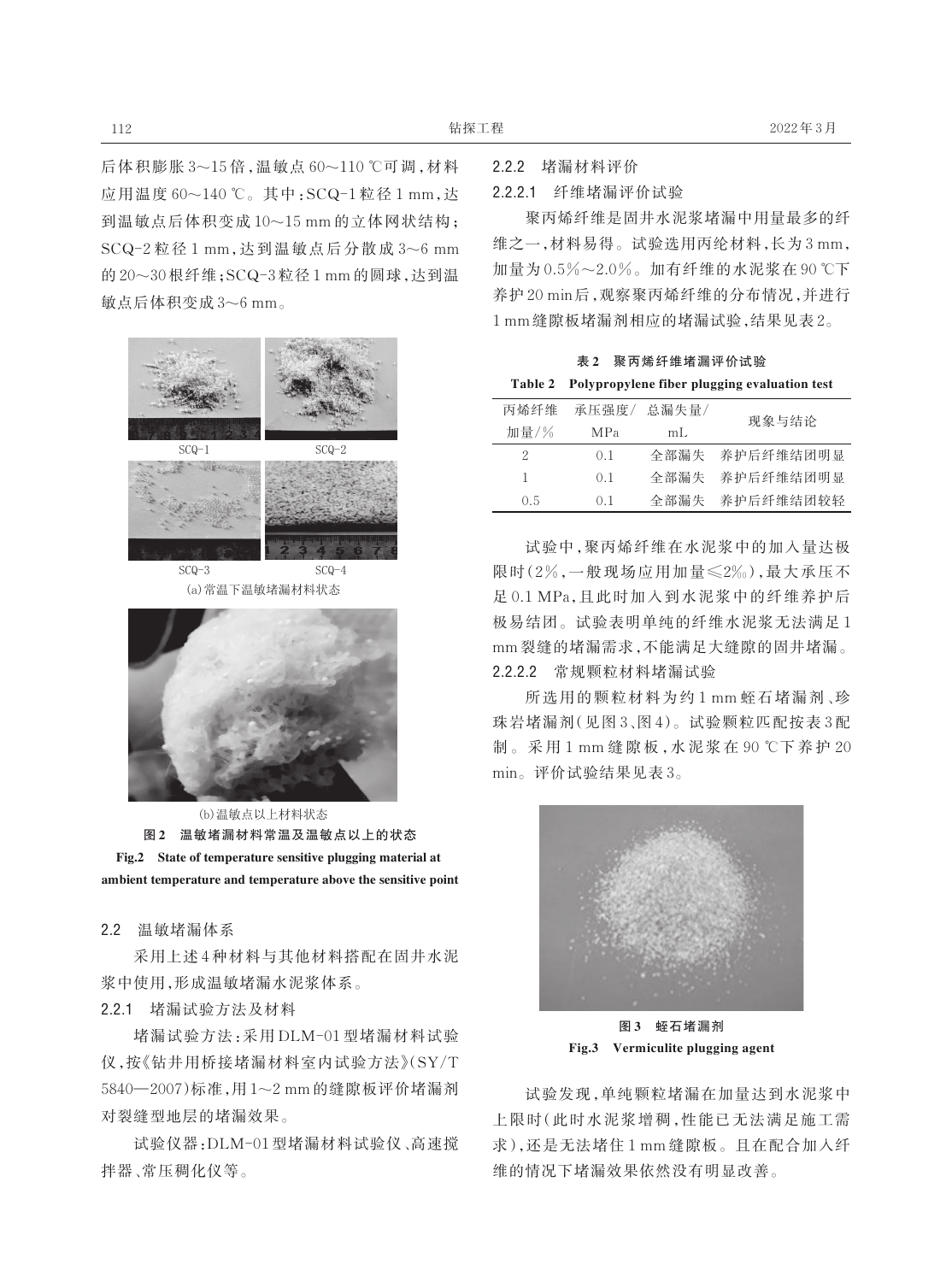后体积膨胀3～15倍，温敏点60～110 ℃可调，材料应用温度60～140 ℃。其中：SCQ-1粒径1 mm，达到温敏点后体积变成10～15 mm的立体网状结构；SCQ-2粒径1 mm，达到温敏点后分散成3～6 mm的20～30根纤维；SCQ-3粒径1 mm的圆球，达到温敏点后体积变成3～6 mm。

SCQ-1　SCQ-2

SCQ-3　SCQ-4

(a)常温下温敏堵漏材料状态

(b)温敏点以上材料状态

**图2　温敏堵漏材料常温及温敏点以上的状态**

**Fig.2　State of temperature sensitive plugging material at ambient temperature and temperature above the sensitive point**

## 2.2　温敏堵漏体系

采用上述4种材料与其他材料搭配在固井水泥浆中使用，形成温敏堵漏水泥浆体系。

### 2.2.1　堵漏试验方法及材料

堵漏试验方法：采用DLM-01型堵漏材料试验仪，按《钻井用桥接堵漏材料室内试验方法》(SY/T 5840—2007)标准，用1～2 mm的缝隙板评价堵漏剂对裂缝型地层的堵漏效果。

试验仪器：DLM-01型堵漏材料试验仪、高速搅拌器、常压稠化仪等。

### 2.2.2　堵漏材料评价

#### 2.2.2.1　纤维堵漏评价试验

聚丙烯纤维是固井水泥浆堵漏中用量最多的纤维之一，材料易得。试验选用丙纶材料，长为3 mm，加量为0.5%～2.0%。加有纤维的水泥浆在90 ℃下养护20 min后，观察聚丙烯纤维的分布情况，并进行1 mm缝隙板堵漏剂相应的堵漏试验，结果见表2。

**表2　聚丙烯纤维堵漏评价试验**

**Table 2　Polypropylene fiber plugging evaluation test**

| 丙烯纤维加量/% | 承压强度/MPa | 总漏失量/mL | 现象与结论 |
|---|---|---|---|
| 2 | 0.1 | 全部漏失 | 养护后纤维结团明显 |
| 1 | 0.1 | 全部漏失 | 养护后纤维结团明显 |
| 0.5 | 0.1 | 全部漏失 | 养护后纤维结团较轻 |

试验中，聚丙烯纤维在水泥浆中的加入量达极限时(2%，一般现场应用加量≤2‰)，最大承压不足0.1 MPa，且此时加入到水泥浆中的纤维养护后极易结团。试验表明单纯的纤维水泥浆无法满足1 mm裂缝的堵漏需求，不能满足大缝隙的固井堵漏。

#### 2.2.2.2　常规颗粒材料堵漏试验

所选用的颗粒材料为约1 mm蛭石堵漏剂、珍珠岩堵漏剂(见图3、图4)。试验颗粒匹配按表3配制。采用1 mm缝隙板，水泥浆在90 ℃下养护20 min。评价试验结果见表3。

**图3　蛭石堵漏剂**

**Fig.3　Vermiculite plugging agent**

试验发现，单纯颗粒堵漏在加量达到水泥浆中上限时(此时水泥浆增稠，性能已无法满足施工需求)，还是无法堵住1 mm缝隙板。且在配合加入纤维的情况下堵漏效果依然没有明显改善。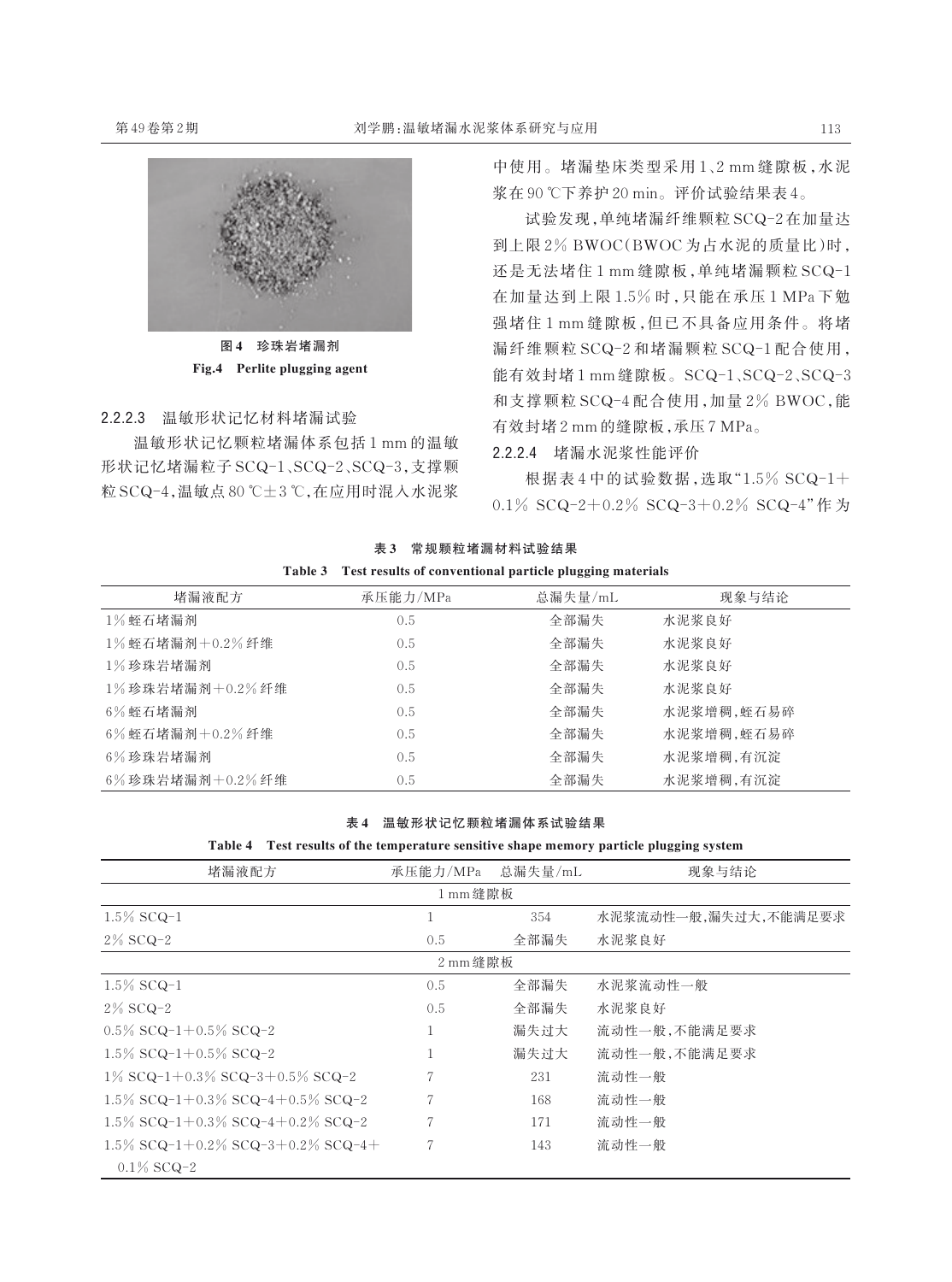图4　珍珠岩堵漏剂

Fig.4　Perlite plugging agent

#### 2.2.2.3　温敏形状记忆材料堵漏试验

温敏形状记忆颗粒堵漏体系包括1 mm的温敏形状记忆堵漏粒子SCQ-1、SCQ-2、SCQ-3，支撑颗粒SCQ-4，温敏点80 ℃±3 ℃，在应用时混入水泥浆中使用。堵漏垫床类型采用1、2 mm缝隙板，水泥浆在90 ℃下养护20 min。评价试验结果表4。

试验发现，单纯堵漏纤维颗粒SCQ-2在加量达到上限2% BWOC（BWOC为占水泥的质量比）时，还是无法堵住1 mm缝隙板，单纯堵漏颗粒SCQ-1在加量达到上限1.5%时，只能在承压1 MPa下勉强堵住1 mm缝隙板，但已不具备应用条件。将堵漏纤维颗粒SCQ-2和堵漏颗粒SCQ-1配合使用，能有效封堵1 mm缝隙板。SCQ-1、SCQ-2、SCQ-3和支撑颗粒SCQ-4配合使用，加量2% BWOC，能有效封堵2 mm的缝隙板，承压7 MPa。

#### 2.2.2.4　堵漏水泥浆性能评价

根据表4中的试验数据，选取"1.5% SCQ-1+0.1% SCQ-2+0.2% SCQ-3+0.2% SCQ-4"作为

表3　常规颗粒堵漏材料试验结果

Table 3　Test results of conventional particle plugging materials

| 堵漏液配方 | 承压能力/MPa | 总漏失量/mL | 现象与结论 |
|---|---|---|---|
| 1%蛭石堵漏剂 | 0.5 | 全部漏失 | 水泥浆良好 |
| 1%蛭石堵漏剂+0.2%纤维 | 0.5 | 全部漏失 | 水泥浆良好 |
| 1%珍珠岩堵漏剂 | 0.5 | 全部漏失 | 水泥浆良好 |
| 1%珍珠岩堵漏剂+0.2%纤维 | 0.5 | 全部漏失 | 水泥浆良好 |
| 6%蛭石堵漏剂 | 0.5 | 全部漏失 | 水泥浆增稠，蛭石易碎 |
| 6%蛭石堵漏剂+0.2%纤维 | 0.5 | 全部漏失 | 水泥浆增稠，蛭石易碎 |
| 6%珍珠岩堵漏剂 | 0.5 | 全部漏失 | 水泥浆增稠，有沉淀 |
| 6%珍珠岩堵漏剂+0.2%纤维 | 0.5 | 全部漏失 | 水泥浆增稠，有沉淀 |

表4　温敏形状记忆颗粒堵漏体系试验结果

Table 4　Test results of the temperature sensitive shape memory particle plugging system

| 堵漏液配方 | 承压能力/MPa | 总漏失量/mL | 现象与结论 |
|---|---|---|---|
| 1 mm缝隙板 | | | |
| 1.5% SCQ-1 | 1 | 354 | 水泥浆流动性一般，漏失过大，不能满足要求 |
| 2% SCQ-2 | 0.5 | 全部漏失 | 水泥浆良好 |
| 2 mm缝隙板 | | | |
| 1.5% SCQ-1 | 0.5 | 全部漏失 | 水泥浆流动性一般 |
| 2% SCQ-2 | 0.5 | 全部漏失 | 水泥浆良好 |
| 0.5% SCQ-1+0.5% SCQ-2 | 1 | 漏失过大 | 流动性一般，不能满足要求 |
| 1.5% SCQ-1+0.5% SCQ-2 | 1 | 漏失过大 | 流动性一般，不能满足要求 |
| 1% SCQ-1+0.3% SCQ-3+0.5% SCQ-2 | 7 | 231 | 流动性一般 |
| 1.5% SCQ-1+0.3% SCQ-4+0.5% SCQ-2 | 7 | 168 | 流动性一般 |
| 1.5% SCQ-1+0.3% SCQ-4+0.2% SCQ-2 | 7 | 171 | 流动性一般 |
| 1.5% SCQ-1+0.2% SCQ-3+0.2% SCQ-4+0.1% SCQ-2 | 7 | 143 | 流动性一般 |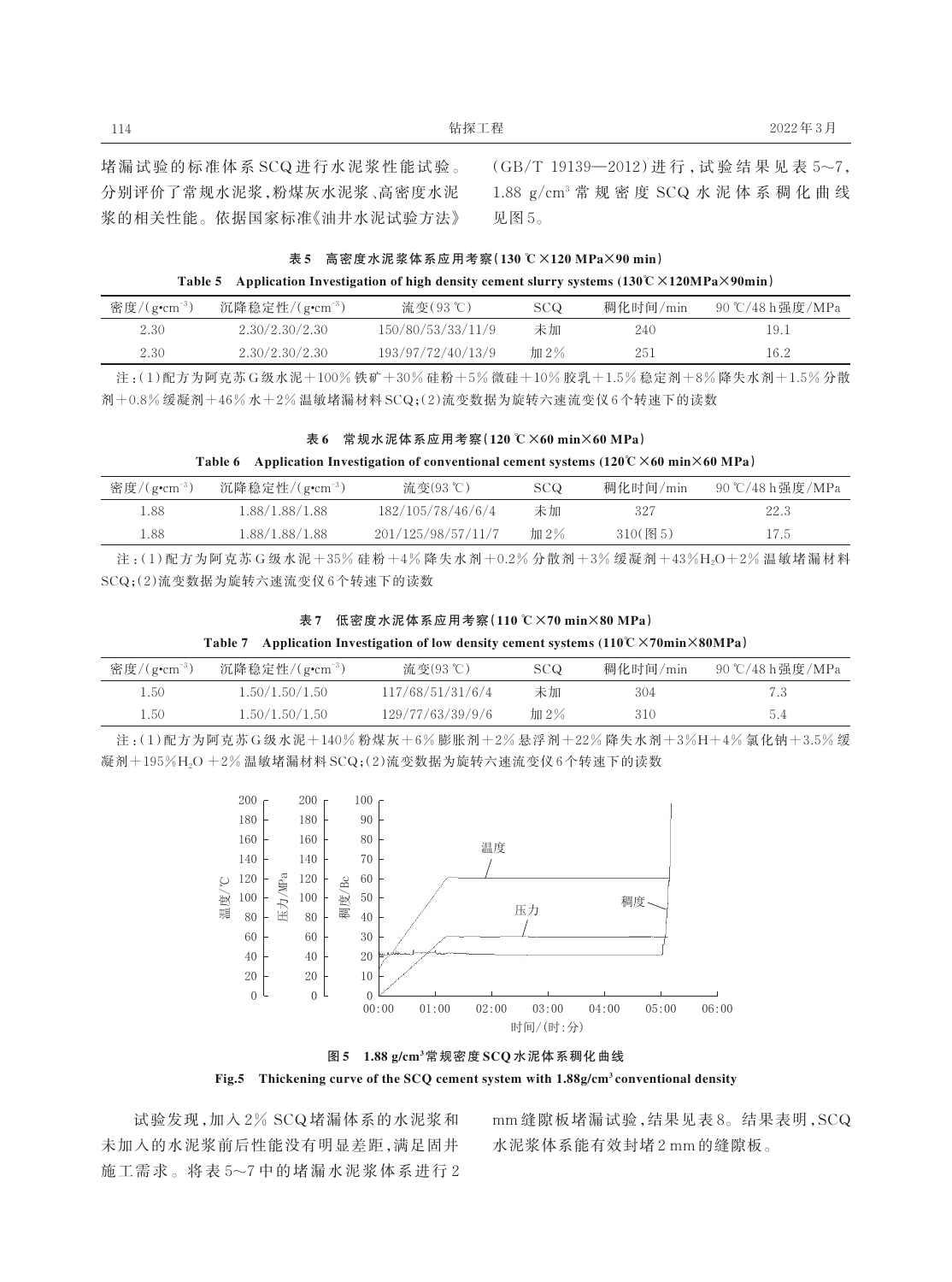堵漏试验的标准体系SCQ进行水泥浆性能试验。分别评价了常规水泥浆，粉煤灰水泥浆、高密度水泥浆的相关性能。依据国家标准《油井水泥试验方法》(GB/T 19139—2012)进行，试验结果见表5~7，1.88 g/cm³常规密度SCQ水泥体系稠化曲线见图5。

**表5　高密度水泥浆体系应用考察(130 ℃×120 MPa×90 min)**

**Table 5　Application Investigation of high density cement slurry systems (130℃×120MPa×90min)**

| 密度/(g•cm⁻³) | 沉降稳定性/(g•cm⁻³) | 流变(93 ℃) | SCQ | 稠化时间/min | 90 ℃/48 h强度/MPa |
|---|---|---|---|---|---|
| 2.30 | 2.30/2.30/2.30 | 150/80/53/33/11/9 | 未加 | 240 | 19.1 |
| 2.30 | 2.30/2.30/2.30 | 193/97/72/40/13/9 | 加2% | 251 | 16.2 |

注：(1)配方为阿克苏G级水泥+100%铁矿+30%硅粉+5%微硅+10%胶乳+1.5%稳定剂+8%降失水剂+1.5%分散剂+0.8%缓凝剂+46%水+2%温敏堵漏材料SCQ；(2)流变数据为旋转六速流变仪6个转速下的读数

**表6　常规水泥体系应用考察(120 ℃×60 min×60 MPa)**

**Table 6　Application Investigation of conventional cement systems (120℃×60 min×60 MPa)**

| 密度/(g•cm⁻³) | 沉降稳定性/(g•cm⁻³) | 流变(93 ℃) | SCQ | 稠化时间/min | 90 ℃/48 h强度/MPa |
|---|---|---|---|---|---|
| 1.88 | 1.88/1.88/1.88 | 182/105/78/46/6/4 | 未加 | 327 | 22.3 |
| 1.88 | 1.88/1.88/1.88 | 201/125/98/57/11/7 | 加2% | 310(图5) | 17.5 |

注：(1)配方为阿克苏G级水泥+35%硅粉+4%降失水剂+0.2%分散剂+3%缓凝剂+43%$H_2O$+2%温敏堵漏材料SCQ；(2)流变数据为旋转六速流变仪6个转速下的读数

**表7　低密度水泥体系应用考察(110 ℃×70 min×80 MPa)**

**Table 7　Application Investigation of low density cement systems (110℃×70min×80MPa)**

| 密度/(g•cm⁻³) | 沉降稳定性/(g•cm⁻³) | 流变(93 ℃) | SCQ | 稠化时间/min | 90 ℃/48 h强度/MPa |
|---|---|---|---|---|---|
| 1.50 | 1.50/1.50/1.50 | 117/68/51/31/6/4 | 未加 | 304 | 7.3 |
| 1.50 | 1.50/1.50/1.50 | 129/77/63/39/9/6 | 加2% | 310 | 5.4 |

注：(1)配方为阿克苏G级水泥+140%粉煤灰+6%膨胀剂+2%悬浮剂+22%降失水剂+3%H+4%氯化钠+3.5%缓凝剂+195%$H_2O$ +2%温敏堵漏材料SCQ；(2)流变数据为旋转六速流变仪6个转速下的读数

**图5　1.88 g/cm³常规密度SCQ水泥体系稠化曲线**

**Fig.5　Thickening curve of the SCQ cement system with 1.88g/cm³ conventional density**

试验发现，加入2% SCQ堵漏体系的水泥浆和未加入的水泥浆前后性能没有明显差距，满足固井施工需求。将表5~7中的堵漏水泥浆体系进行2 mm缝隙板堵漏试验，结果见表8。结果表明，SCQ水泥浆体系能有效封堵2 mm的缝隙板。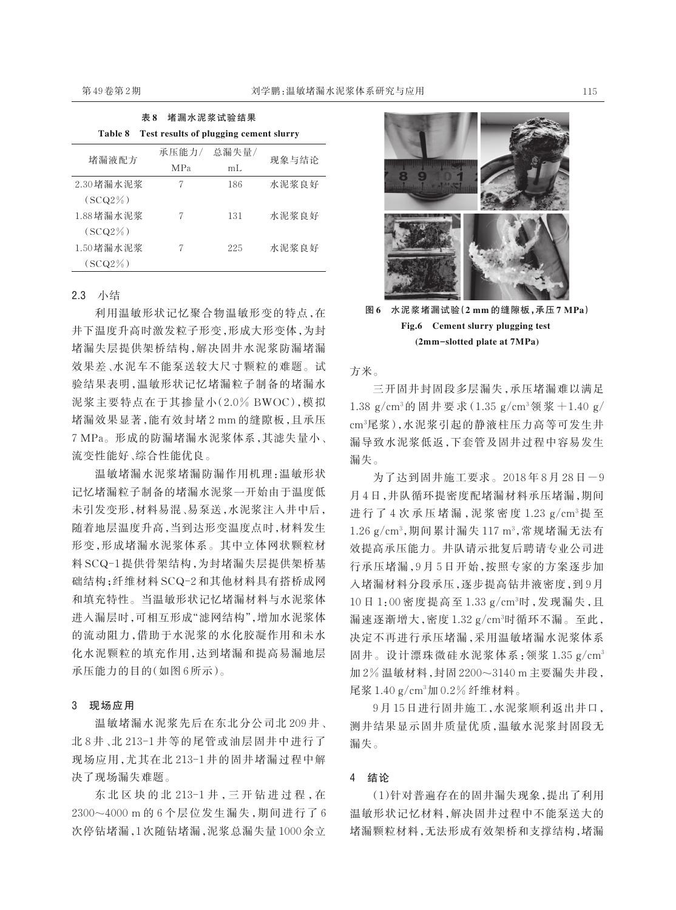表8　堵漏水泥浆试验结果

Table 8　Test results of plugging cement slurry

| 堵漏液配方 | 承压能力/MPa | 总漏失量/mL | 现象与结论 |
| --- | --- | --- | --- |
| 2.30堵漏水泥浆（SCQ2%） | 7 | 186 | 水泥浆良好 |
| 1.88堵漏水泥浆（SCQ2%） | 7 | 131 | 水泥浆良好 |
| 1.50堵漏水泥浆（SCQ2%） | 7 | 225 | 水泥浆良好 |

### 2.3　小结

利用温敏形状记忆聚合物温敏形变的特点，在井下温度升高时激发粒子形变，形成大形变体，为封堵漏失层提供架桥结构，解决固井水泥浆防漏堵漏效果差、水泥车不能泵送较大尺寸颗粒的难题。试验结果表明，温敏形状记忆堵漏粒子制备的堵漏水泥浆主要特点在于其掺量小（2.0% BWOC），模拟堵漏效果显著，能有效封堵2 mm的缝隙板，且承压7 MPa。形成的防漏堵漏水泥浆体系，其滤失量小、流变性能好、综合性能优良。

温敏堵漏水泥浆堵漏防漏作用机理：温敏形状记忆堵漏粒子制备的堵漏水泥浆一开始由于温度低未引发变形，材料易混、易泵送，水泥浆注入井中后，随着地层温度升高，当到达形变温度点时，材料发生形变，形成堵漏水泥浆体系。其中立体网状颗粒材料SCQ-1提供骨架结构，为封堵漏失层提供架桥基础结构；纤维材料SCQ-2和其他材料具有搭桥成网和填充特性。当温敏形状记忆堵漏材料与水泥浆体进入漏层时，可相互形成"滤网结构"，增加水泥浆体的流动阻力，借助于水泥浆的水化胶凝作用和未水化水泥颗粒的填充作用，达到堵漏和提高易漏地层承压能力的目的（如图6所示）。

图6　水泥浆堵漏试验（2 mm的缝隙板，承压7 MPa）

Fig.6　Cement slurry plugging test (2mm-slotted plate at 7MPa)

## 3　现场应用

温敏堵漏水泥浆先后在东北分公司北209井、北8井、北213-1井等的尾管或油层固井中进行了现场应用，尤其在北213-1井的固井堵漏过程中解决了现场漏失难题。

东北区块的北213-1井，三开钻进过程，在2300～4000 m的6个层位发生漏失，期间进行了6次停钻堵漏，1次随钻堵漏，泥浆总漏失量1000余立方米。

三开固井封固段多层漏失，承压堵漏难以满足1.38 g/cm³的固井要求（1.35 g/cm³领浆+1.40 g/cm³尾浆），水泥浆引起的静液柱压力高等可发生井漏导致水泥浆低返，下套管及固井过程中容易发生漏失。

为了达到固井施工要求。2018年8月28日—9月4日，井队循环提密度配堵漏材料承压堵漏，期间进行了4次承压堵漏，泥浆密度1.23 g/cm³提至1.26 g/cm³，期间累计漏失117 m³，常规堵漏无法有效提高承压能力。井队请示批复后聘请专业公司进行承压堵漏，9月5日开始，按照专家的方案逐步加入堵漏材料分段承压，逐步提高钻井液密度，到9月10日1:00密度提高至1.33 g/cm³时，发现漏失，且漏速逐渐增大，密度1.32 g/cm³时循环不漏。至此，决定不再进行承压堵漏，采用温敏堵漏水泥浆体系固井。设计漂珠微硅水泥浆体系：领浆1.35 g/cm³加2%温敏材料，封固2200～3140 m主要漏失井段，尾浆1.40 g/cm³加0.2%纤维材料。

9月15日进行固井施工，水泥浆顺利返出井口，测井结果显示固井质量优质，温敏水泥浆封固段无漏失。

## 4　结论

（1）针对普遍存在的固井漏失现象，提出了利用温敏形状记忆材料，解决固井过程中不能泵送大的堵漏颗粒材料，无法形成有效架桥和支撑结构，堵漏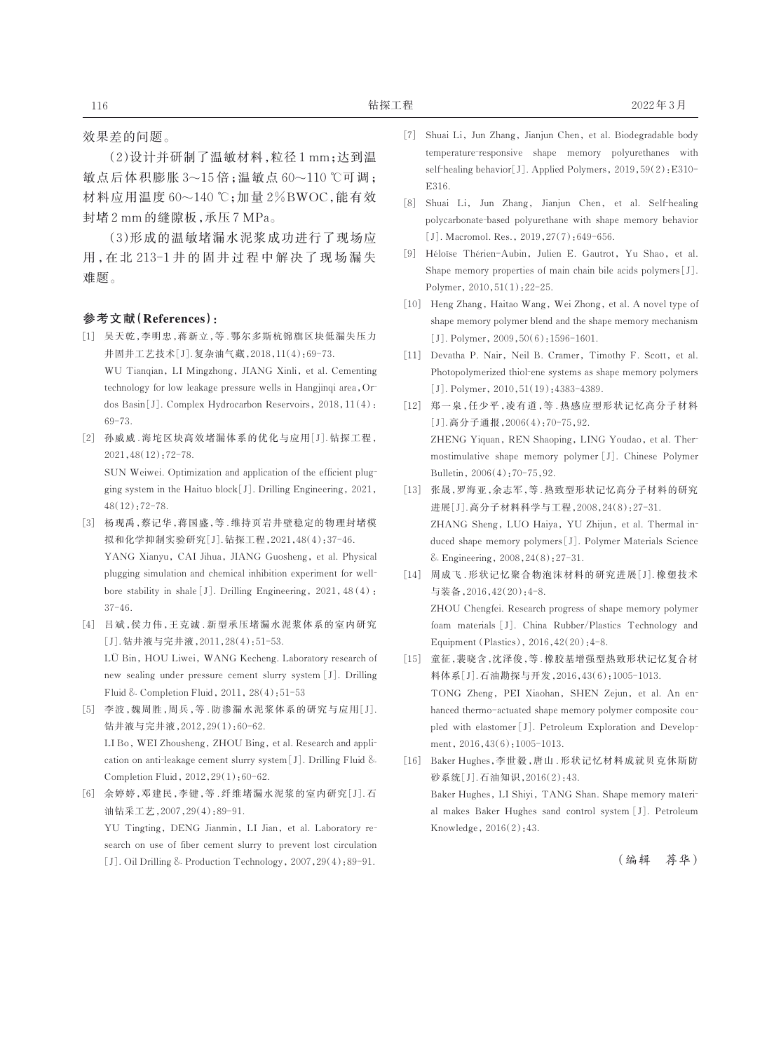效果差的问题。

(2)设计并研制了温敏材料,粒径1 mm;达到温敏点后体积膨胀3~15倍;温敏点60~110 ℃可调;材料应用温度60~140 ℃;加量2%BWOC,能有效封堵2 mm的缝隙板,承压7 MPa。

(3)形成的温敏堵漏水泥浆成功进行了现场应用,在北213-1井的固井过程中解决了现场漏失难题。

## 参考文献(References):

[1] 吴天乾,李明忠,蒋新立,等.鄂尔多斯杭锦旗区块低漏失压力井固井工艺技术[J].复杂油气藏,2018,11(4):69-73.
WU Tianqian, LI Mingzhong, JIANG Xinli, et al. Cementing technology for low leakage pressure wells in Hangjinqi area, Ordos Basin[J]. Complex Hydrocarbon Reservoirs, 2018,11(4):69-73.

[2] 孙威威.海坨区块高效堵漏体系的优化与应用[J].钻探工程,2021,48(12):72-78.
SUN Weiwei. Optimization and application of the efficient plugging system in the Haituo block[J]. Drilling Engineering, 2021, 48(12):72-78.

[3] 杨现禹,蔡记华,蒋国盛,等.维持页岩井壁稳定的物理封堵模拟和化学抑制实验研究[J].钻探工程,2021,48(4):37-46.
YANG Xianyu, CAI Jihua, JIANG Guosheng, et al. Physical plugging simulation and chemical inhibition experiment for wellbore stability in shale[J]. Drilling Engineering, 2021, 48(4):37-46.

[4] 吕斌,侯力伟,王克诚.新型承压堵漏水泥浆体系的室内研究[J].钻井液与完井液,2011,28(4):51-53.
LÜ Bin, HOU Liwei, WANG Kecheng. Laboratory research of new sealing under pressure cement slurry system[J]. Drilling Fluid & Completion Fluid, 2011, 28(4):51-53

[5] 李波,魏周胜,周兵,等.防渗漏水泥浆体系的研究与应用[J].钻井液与完井液,2012,29(1):60-62.
LI Bo, WEI Zhousheng, ZHOU Bing, et al. Research and application on anti-leakage cement slurry system[J]. Drilling Fluid & Completion Fluid, 2012,29(1):60-62.

[6] 余婷婷,邓建民,李键,等.纤维堵漏水泥浆的室内研究[J].石油钻采工艺,2007,29(4):89-91.
YU Tingting, DENG Jianmin, LI Jian, et al. Laboratory research on use of fiber cement slurry to prevent lost circulation[J]. Oil Drilling & Production Technology, 2007,29(4):89-91.

[7] Shuai Li, Jun Zhang, Jianjun Chen, et al. Biodegradable body temperature-responsive shape memory polyurethanes with self-healing behavior[J]. Applied Polymers, 2019,59(2):E310-E316.

[8] Shuai Li, Jun Zhang, Jianjun Chen, et al. Self-healing polycarbonate-based polyurethane with shape memory behavior[J]. Macromol. Res., 2019,27(7):649-656.

[9] Héloïse Thérien-Aubin, Julien E. Gautrot, Yu Shao, et al. Shape memory properties of main chain bile acids polymers[J]. Polymer, 2010,51(1):22-25.

[10] Heng Zhang, Haitao Wang, Wei Zhong, et al. A novel type of shape memory polymer blend and the shape memory mechanism[J]. Polymer, 2009,50(6):1596-1601.

[11] Devatha P. Nair, Neil B. Cramer, Timothy F. Scott, et al. Photopolymerized thiol-ene systems as shape memory polymers[J]. Polymer, 2010,51(19):4383-4389.

[12] 郑一泉,任少平,凌有道,等.热感应型形状记忆高分子材料[J].高分子通报,2006(4):70-75,92.
ZHENG Yiquan, REN Shaoping, LING Youdao, et al. Thermostimulative shape memory polymer[J]. Chinese Polymer Bulletin, 2006(4):70-75,92.

[13] 张晟,罗海亚,余志军,等.热致型形状记忆高分子材料的研究进展[J].高分子材料科学与工程,2008,24(8):27-31.
ZHANG Sheng, LUO Haiya, YU Zhijun, et al. Thermal induced shape memory polymers[J]. Polymer Materials Science & Engineering, 2008,24(8):27-31.

[14] 周成飞.形状记忆聚合物泡沫材料的研究进展[J].橡塑技术与装备,2016,42(20):4-8.
ZHOU Chengfei. Research progress of shape memory polymer foam materials[J]. China Rubber/Plastics Technology and Equipment (Plastics), 2016,42(20):4-8.

[15] 童征,裴晓含,沈泽俊,等.橡胶基增强型热致形状记忆复合材料体系[J].石油勘探与开发,2016,43(6):1005-1013.
TONG Zheng, PEI Xiaohan, SHEN Zejun, et al. An enhanced thermo-actuated shape memory polymer composite coupled with elastomer[J]. Petroleum Exploration and Development, 2016,43(6):1005-1013.

[16] Baker Hughes,李世毅,唐山.形状记忆材料成就贝克休斯防砂系统[J].石油知识,2016(2):43.
Baker Hughes, LI Shiyi, TANG Shan. Shape memory material makes Baker Hughes sand control system[J]. Petroleum Knowledge, 2016(2):43.

(编辑 荐华)